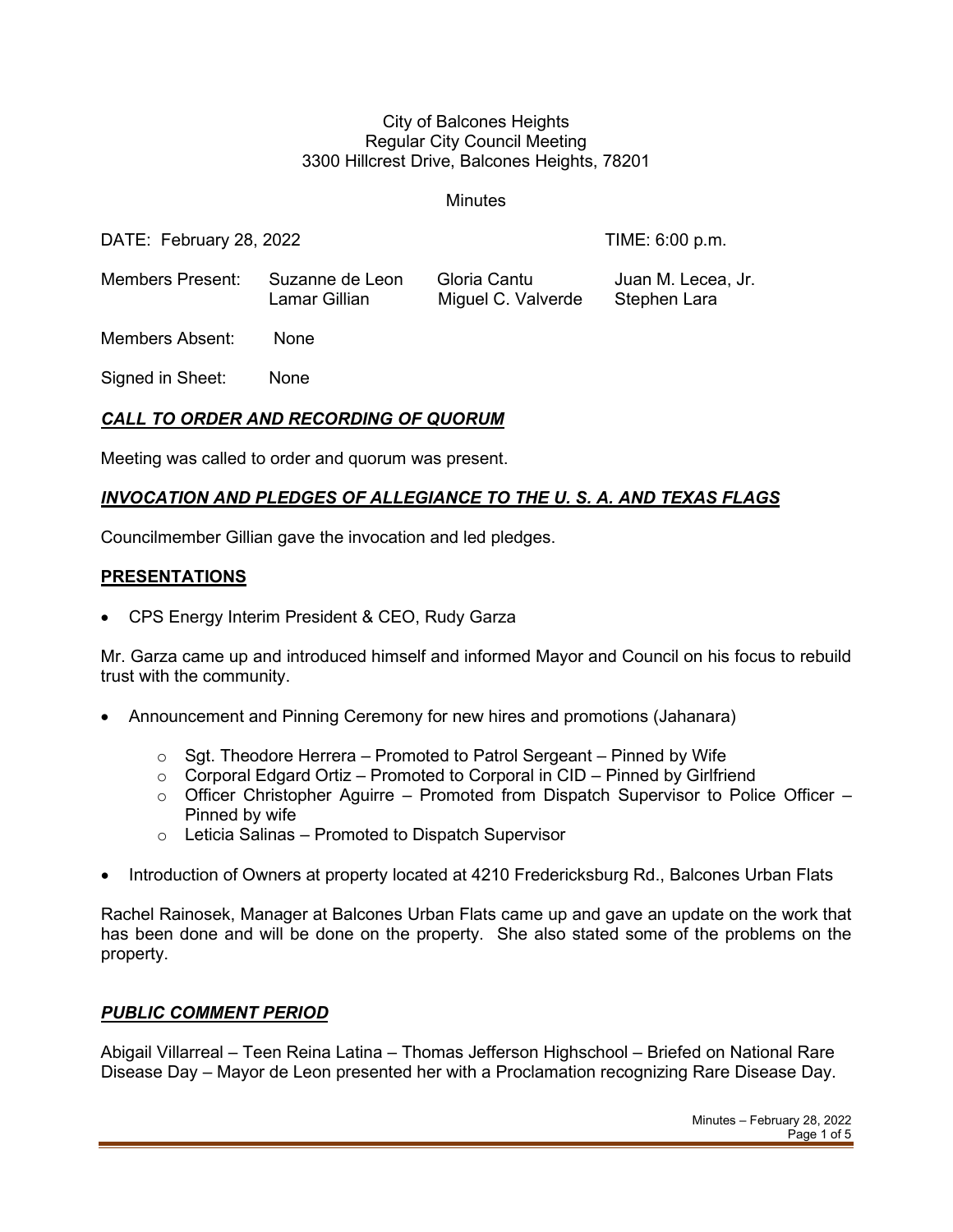City of Balcones Heights
Regular City Council Meeting
3300 Hillcrest Drive, Balcones Heights, 78201

Minutes

DATE: February 28, 2022 TIME: 6:00 p.m.

| Members Present: | Suzanne de Leon | Gloria Cantu | Juan M. Lecea, Jr. |
|---|---|---|---|
| | Lamar Gillian | Miguel C. Valverde | Stephen Lara |

Members Absent: None

Signed in Sheet: None

## ***CALL TO ORDER AND RECORDING OF QUORUM***

Meeting was called to order and quorum was present.

## ***INVOCATION AND PLEDGES OF ALLEGIANCE TO THE U. S. A. AND TEXAS FLAGS***

Councilmember Gillian gave the invocation and led pledges.

## **PRESENTATIONS**

- CPS Energy Interim President & CEO, Rudy Garza

Mr. Garza came up and introduced himself and informed Mayor and Council on his focus to rebuild trust with the community.

- Announcement and Pinning Ceremony for new hires and promotions (Jahanara)
  - Sgt. Theodore Herrera – Promoted to Patrol Sergeant – Pinned by Wife
  - Corporal Edgard Ortiz – Promoted to Corporal in CID – Pinned by Girlfriend
  - Officer Christopher Aguirre – Promoted from Dispatch Supervisor to Police Officer – Pinned by wife
  - Leticia Salinas – Promoted to Dispatch Supervisor

- Introduction of Owners at property located at 4210 Fredericksburg Rd., Balcones Urban Flats

Rachel Rainosek, Manager at Balcones Urban Flats came up and gave an update on the work that has been done and will be done on the property. She also stated some of the problems on the property.

## ***PUBLIC COMMENT PERIOD***

Abigail Villarreal – Teen Reina Latina – Thomas Jefferson Highschool – Briefed on National Rare Disease Day – Mayor de Leon presented her with a Proclamation recognizing Rare Disease Day.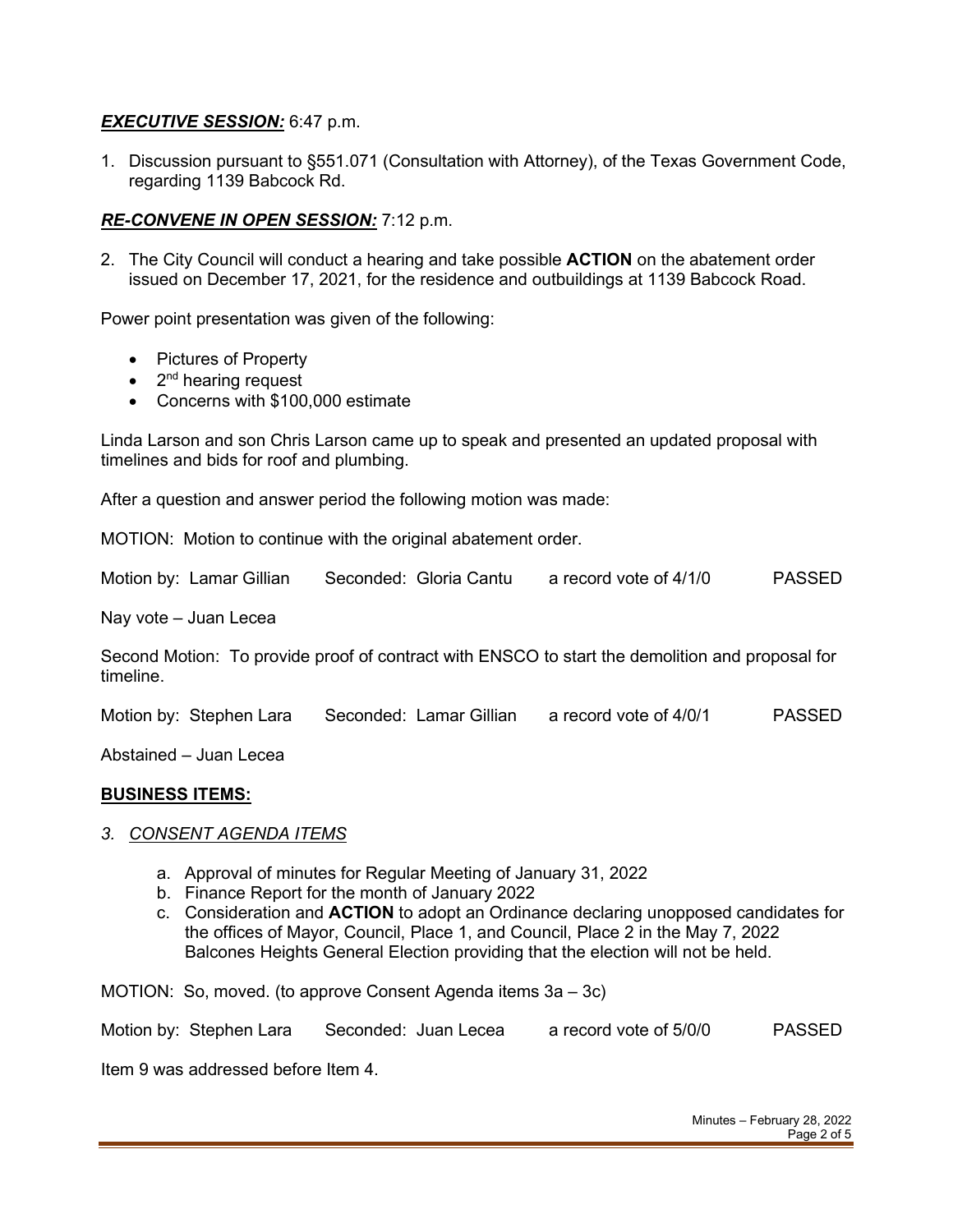***EXECUTIVE SESSION:*** 6:47 p.m.

1. Discussion pursuant to §551.071 (Consultation with Attorney), of the Texas Government Code, regarding 1139 Babcock Rd.

***RE-CONVENE IN OPEN SESSION:*** 7:12 p.m.

2. The City Council will conduct a hearing and take possible **ACTION** on the abatement order issued on December 17, 2021, for the residence and outbuildings at 1139 Babcock Road.

Power point presentation was given of the following:

- Pictures of Property
- 2nd hearing request
- Concerns with $100,000 estimate

Linda Larson and son Chris Larson came up to speak and presented an updated proposal with timelines and bids for roof and plumbing.

After a question and answer period the following motion was made:

MOTION: Motion to continue with the original abatement order.

Motion by: Lamar Gillian Seconded: Gloria Cantu a record vote of 4/1/0 PASSED

Nay vote – Juan Lecea

Second Motion: To provide proof of contract with ENSCO to start the demolition and proposal for timeline.

Motion by: Stephen Lara Seconded: Lamar Gillian a record vote of 4/0/1 PASSED

Abstained – Juan Lecea

**BUSINESS ITEMS:**

*3. CONSENT AGENDA ITEMS*

a. Approval of minutes for Regular Meeting of January 31, 2022
b. Finance Report for the month of January 2022
c. Consideration and **ACTION** to adopt an Ordinance declaring unopposed candidates for the offices of Mayor, Council, Place 1, and Council, Place 2 in the May 7, 2022 Balcones Heights General Election providing that the election will not be held.

MOTION: So, moved. (to approve Consent Agenda items 3a – 3c)

Motion by: Stephen Lara Seconded: Juan Lecea a record vote of 5/0/0 PASSED

Item 9 was addressed before Item 4.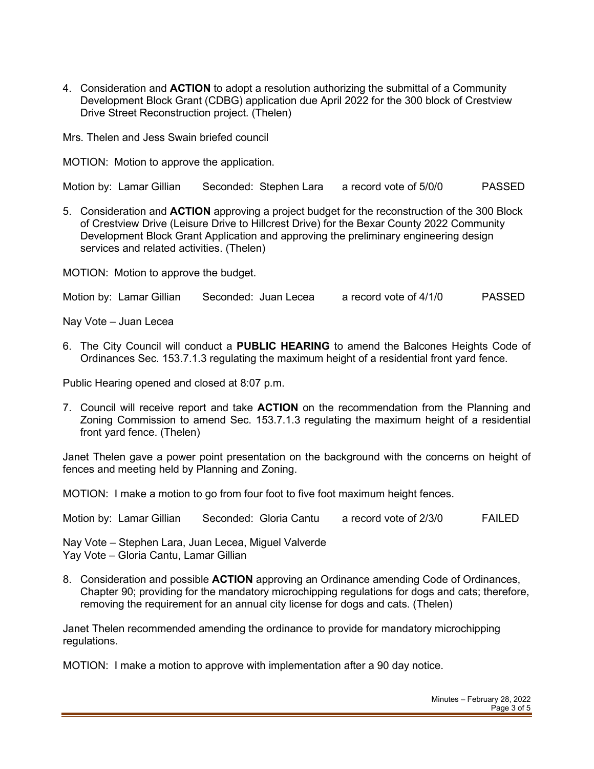4. Consideration and **ACTION** to adopt a resolution authorizing the submittal of a Community Development Block Grant (CDBG) application due April 2022 for the 300 block of Crestview Drive Street Reconstruction project. (Thelen)

Mrs. Thelen and Jess Swain briefed council

MOTION: Motion to approve the application.

Motion by: Lamar Gillian  Seconded: Stephen Lara  a record vote of 5/0/0  PASSED

5. Consideration and **ACTION** approving a project budget for the reconstruction of the 300 Block of Crestview Drive (Leisure Drive to Hillcrest Drive) for the Bexar County 2022 Community Development Block Grant Application and approving the preliminary engineering design services and related activities. (Thelen)

MOTION: Motion to approve the budget.

Motion by: Lamar Gillian  Seconded: Juan Lecea  a record vote of 4/1/0  PASSED

Nay Vote – Juan Lecea

6. The City Council will conduct a **PUBLIC HEARING** to amend the Balcones Heights Code of Ordinances Sec. 153.7.1.3 regulating the maximum height of a residential front yard fence.

Public Hearing opened and closed at 8:07 p.m.

7. Council will receive report and take **ACTION** on the recommendation from the Planning and Zoning Commission to amend Sec. 153.7.1.3 regulating the maximum height of a residential front yard fence. (Thelen)

Janet Thelen gave a power point presentation on the background with the concerns on height of fences and meeting held by Planning and Zoning.

MOTION: I make a motion to go from four foot to five foot maximum height fences.

Motion by: Lamar Gillian  Seconded: Gloria Cantu  a record vote of 2/3/0  FAILED

Nay Vote – Stephen Lara, Juan Lecea, Miguel Valverde
Yay Vote – Gloria Cantu, Lamar Gillian

8. Consideration and possible **ACTION** approving an Ordinance amending Code of Ordinances, Chapter 90; providing for the mandatory microchipping regulations for dogs and cats; therefore, removing the requirement for an annual city license for dogs and cats. (Thelen)

Janet Thelen recommended amending the ordinance to provide for mandatory microchipping regulations.

MOTION: I make a motion to approve with implementation after a 90 day notice.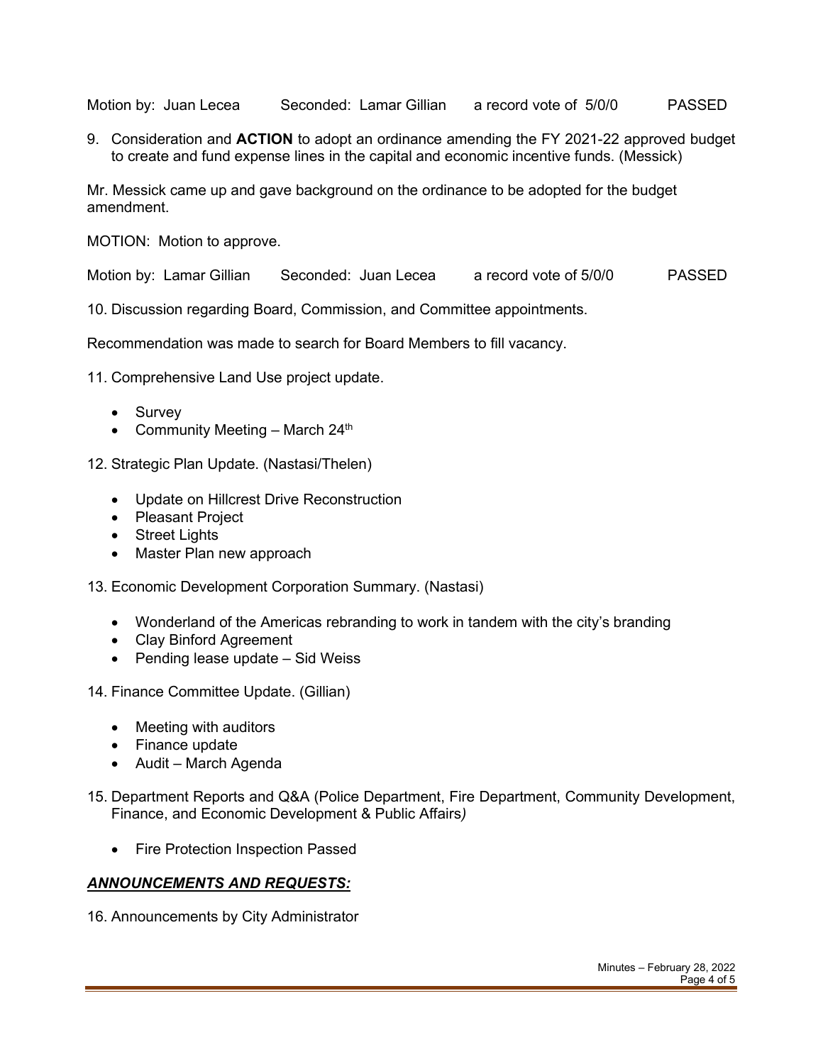Motion by: Juan Lecea Seconded: Lamar Gillian a record vote of 5/0/0 PASSED

9. Consideration and **ACTION** to adopt an ordinance amending the FY 2021-22 approved budget to create and fund expense lines in the capital and economic incentive funds. (Messick)

Mr. Messick came up and gave background on the ordinance to be adopted for the budget amendment.

MOTION: Motion to approve.

Motion by: Lamar Gillian Seconded: Juan Lecea a record vote of 5/0/0 PASSED

10. Discussion regarding Board, Commission, and Committee appointments.

Recommendation was made to search for Board Members to fill vacancy.

11. Comprehensive Land Use project update.

- Survey
- Community Meeting – March 24th

12. Strategic Plan Update. (Nastasi/Thelen)

- Update on Hillcrest Drive Reconstruction
- Pleasant Project
- Street Lights
- Master Plan new approach

13. Economic Development Corporation Summary. (Nastasi)

- Wonderland of the Americas rebranding to work in tandem with the city's branding
- Clay Binford Agreement
- Pending lease update – Sid Weiss

14. Finance Committee Update. (Gillian)

- Meeting with auditors
- Finance update
- Audit – March Agenda

15. Department Reports and Q&A (Police Department, Fire Department, Community Development, Finance, and Economic Development & Public Affairs*)*

- Fire Protection Inspection Passed

***ANNOUNCEMENTS AND REQUESTS:***

16. Announcements by City Administrator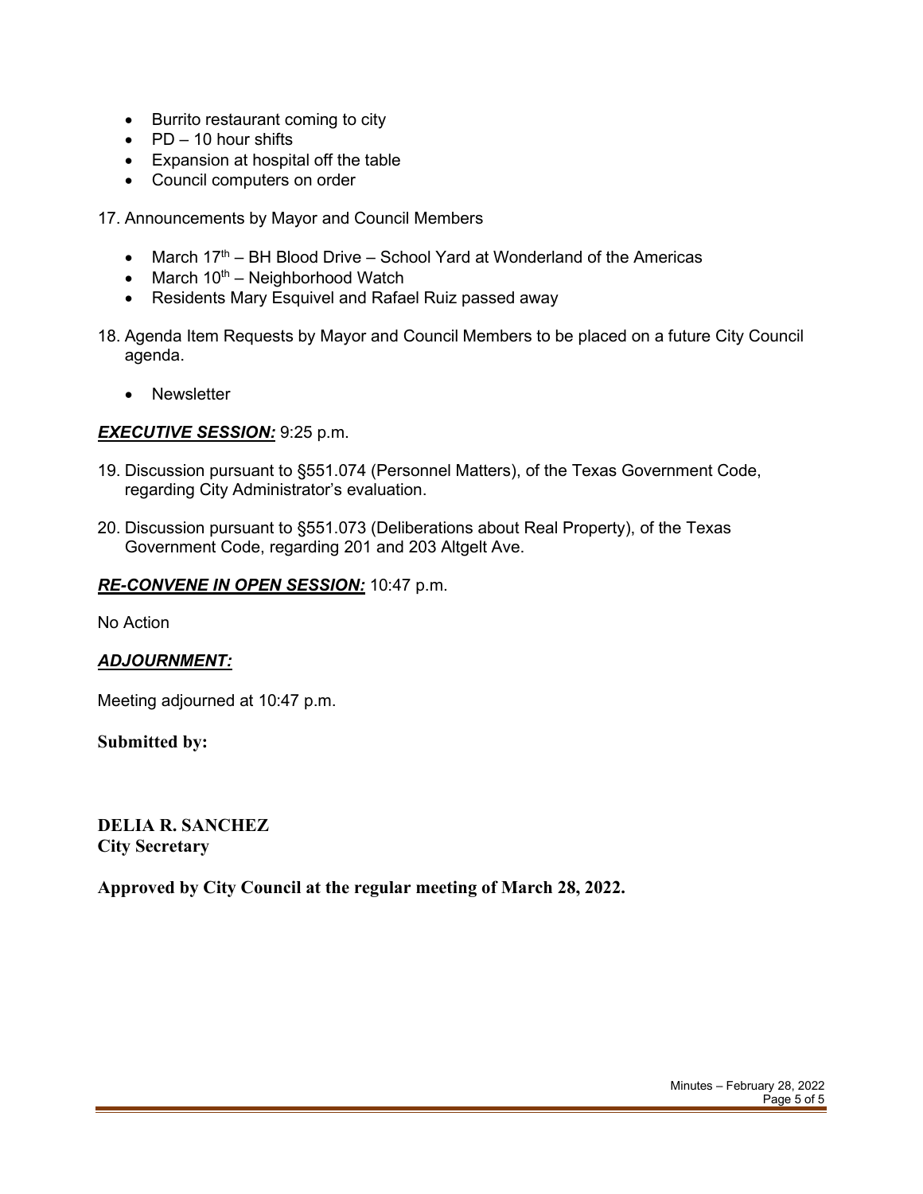- Burrito restaurant coming to city
- PD – 10 hour shifts
- Expansion at hospital off the table
- Council computers on order

17. Announcements by Mayor and Council Members

- March 17th – BH Blood Drive – School Yard at Wonderland of the Americas
- March 10th – Neighborhood Watch
- Residents Mary Esquivel and Rafael Ruiz passed away

18. Agenda Item Requests by Mayor and Council Members to be placed on a future City Council agenda.

- Newsletter

***EXECUTIVE SESSION:*** 9:25 p.m.

19. Discussion pursuant to §551.074 (Personnel Matters), of the Texas Government Code, regarding City Administrator's evaluation.

20. Discussion pursuant to §551.073 (Deliberations about Real Property), of the Texas Government Code, regarding 201 and 203 Altgelt Ave.

***RE-CONVENE IN OPEN SESSION:*** 10:47 p.m.

No Action

***ADJOURNMENT:***

Meeting adjourned at 10:47 p.m.

**Submitted by:**

**DELIA R. SANCHEZ**
**City Secretary**

**Approved by City Council at the regular meeting of March 28, 2022.**